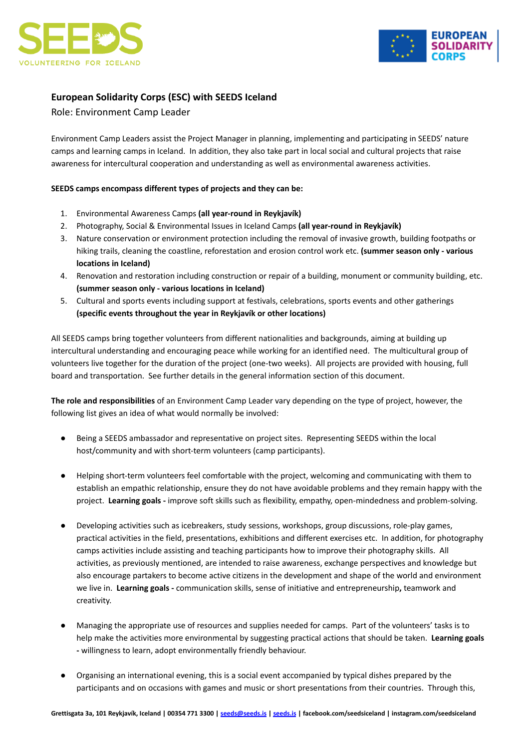**European Solidarity Corps (ESC) with SEEDS Iceland**

Role: Environment Camp Leader

Environment Camp Leaders assist the Project Manager in planning, implementing and participating in SEEDS' nature camps and learning camps in Iceland. In addition, they also take part in local social and cultural projects that raise awareness for intercultural cooperation and understanding as well as environmental awareness activities.

**SEEDS camps encompass different types of projects and they can be:**

1. Environmental Awareness Camps **(all year-round in Reykjavík)**
2. Photography, Social & Environmental Issues in Iceland Camps **(all year-round in Reykjavík)**
3. Nature conservation or environment protection including the removal of invasive growth, building footpaths or hiking trails, cleaning the coastline, reforestation and erosion control work etc. **(summer season only - various locations in Iceland)**
4. Renovation and restoration including construction or repair of a building, monument or community building, etc. **(summer season only - various locations in Iceland)**
5. Cultural and sports events including support at festivals, celebrations, sports events and other gatherings **(specific events throughout the year in Reykjavík or other locations)**

All SEEDS camps bring together volunteers from different nationalities and backgrounds, aiming at building up intercultural understanding and encouraging peace while working for an identified need. The multicultural group of volunteers live together for the duration of the project (one-two weeks). All projects are provided with housing, full board and transportation. See further details in the general information section of this document.

**The role and responsibilities** of an Environment Camp Leader vary depending on the type of project, however, the following list gives an idea of what would normally be involved:

- Being a SEEDS ambassador and representative on project sites. Representing SEEDS within the local host/community and with short-term volunteers (camp participants).

- Helping short-term volunteers feel comfortable with the project, welcoming and communicating with them to establish an empathic relationship, ensure they do not have avoidable problems and they remain happy with the project. **Learning goals -** improve soft skills such as flexibility, empathy, open-mindedness and problem-solving.

- Developing activities such as icebreakers, study sessions, workshops, group discussions, role-play games, practical activities in the field, presentations, exhibitions and different exercises etc. In addition, for photography camps activities include assisting and teaching participants how to improve their photography skills. All activities, as previously mentioned, are intended to raise awareness, exchange perspectives and knowledge but also encourage partakers to become active citizens in the development and shape of the world and environment we live in. **Learning goals -** communication skills, sense of initiative and entrepreneurship**,** teamwork and creativity.

- Managing the appropriate use of resources and supplies needed for camps. Part of the volunteers' tasks is to help make the activities more environmental by suggesting practical actions that should be taken. **Learning goals -** willingness to learn, adopt environmentally friendly behaviour.

- Organising an international evening, this is a social event accompanied by typical dishes prepared by the participants and on occasions with games and music or short presentations from their countries. Through this,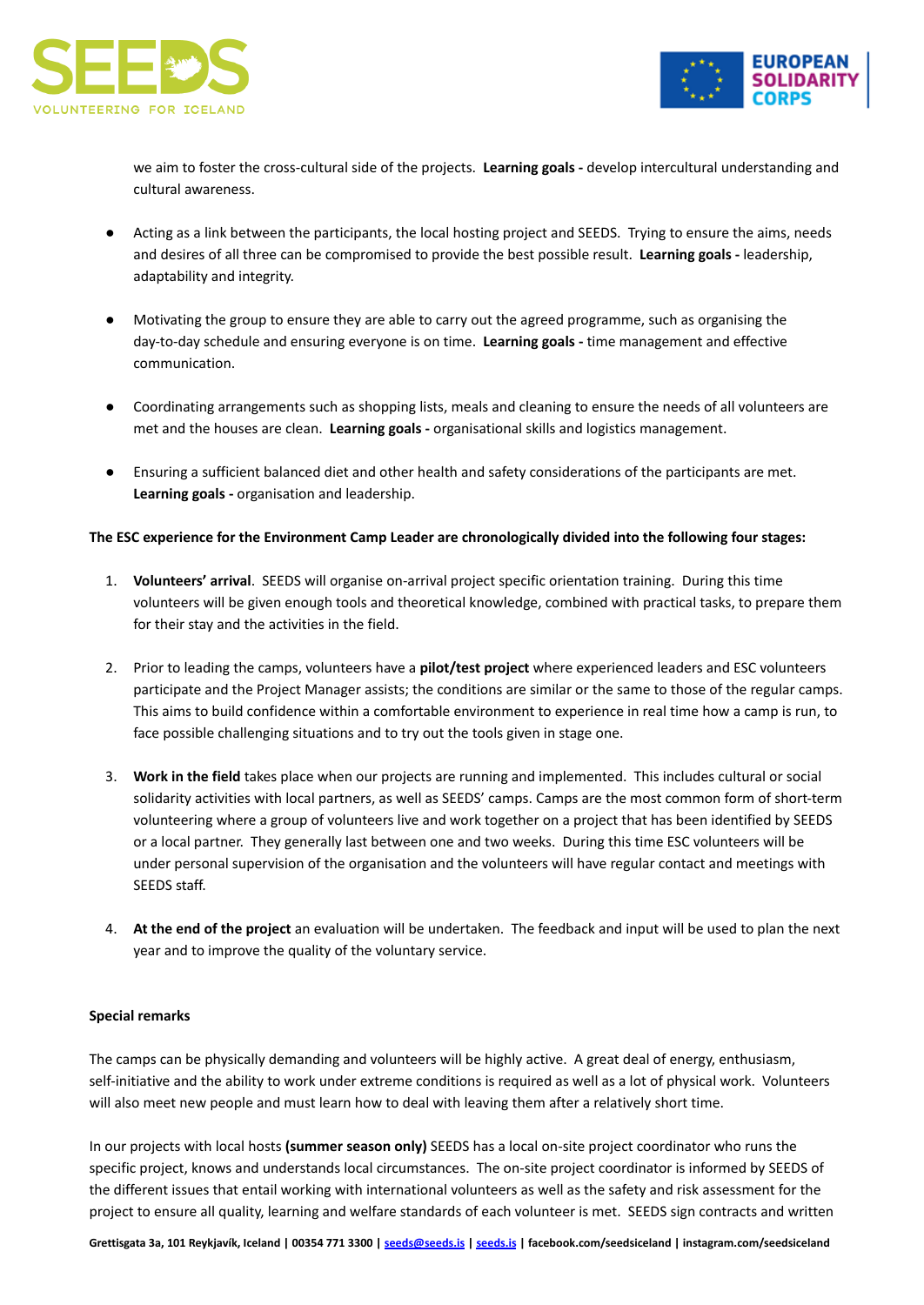we aim to foster the cross-cultural side of the projects. **Learning goals -** develop intercultural understanding and cultural awareness.

- Acting as a link between the participants, the local hosting project and SEEDS. Trying to ensure the aims, needs and desires of all three can be compromised to provide the best possible result. **Learning goals -** leadership, adaptability and integrity.

- Motivating the group to ensure they are able to carry out the agreed programme, such as organising the day-to-day schedule and ensuring everyone is on time. **Learning goals -** time management and effective communication.

- Coordinating arrangements such as shopping lists, meals and cleaning to ensure the needs of all volunteers are met and the houses are clean. **Learning goals -** organisational skills and logistics management.

- Ensuring a sufficient balanced diet and other health and safety considerations of the participants are met. **Learning goals -** organisation and leadership.

**The ESC experience for the Environment Camp Leader are chronologically divided into the following four stages:**

1. **Volunteers' arrival**. SEEDS will organise on-arrival project specific orientation training. During this time volunteers will be given enough tools and theoretical knowledge, combined with practical tasks, to prepare them for their stay and the activities in the field.

2. Prior to leading the camps, volunteers have a **pilot/test project** where experienced leaders and ESC volunteers participate and the Project Manager assists; the conditions are similar or the same to those of the regular camps. This aims to build confidence within a comfortable environment to experience in real time how a camp is run, to face possible challenging situations and to try out the tools given in stage one.

3. **Work in the field** takes place when our projects are running and implemented. This includes cultural or social solidarity activities with local partners, as well as SEEDS' camps. Camps are the most common form of short-term volunteering where a group of volunteers live and work together on a project that has been identified by SEEDS or a local partner. They generally last between one and two weeks. During this time ESC volunteers will be under personal supervision of the organisation and the volunteers will have regular contact and meetings with SEEDS staff.

4. **At the end of the project** an evaluation will be undertaken. The feedback and input will be used to plan the next year and to improve the quality of the voluntary service.

**Special remarks**

The camps can be physically demanding and volunteers will be highly active. A great deal of energy, enthusiasm, self-initiative and the ability to work under extreme conditions is required as well as a lot of physical work. Volunteers will also meet new people and must learn how to deal with leaving them after a relatively short time.

In our projects with local hosts **(summer season only)** SEEDS has a local on-site project coordinator who runs the specific project, knows and understands local circumstances. The on-site project coordinator is informed by SEEDS of the different issues that entail working with international volunteers as well as the safety and risk assessment for the project to ensure all quality, learning and welfare standards of each volunteer is met. SEEDS sign contracts and written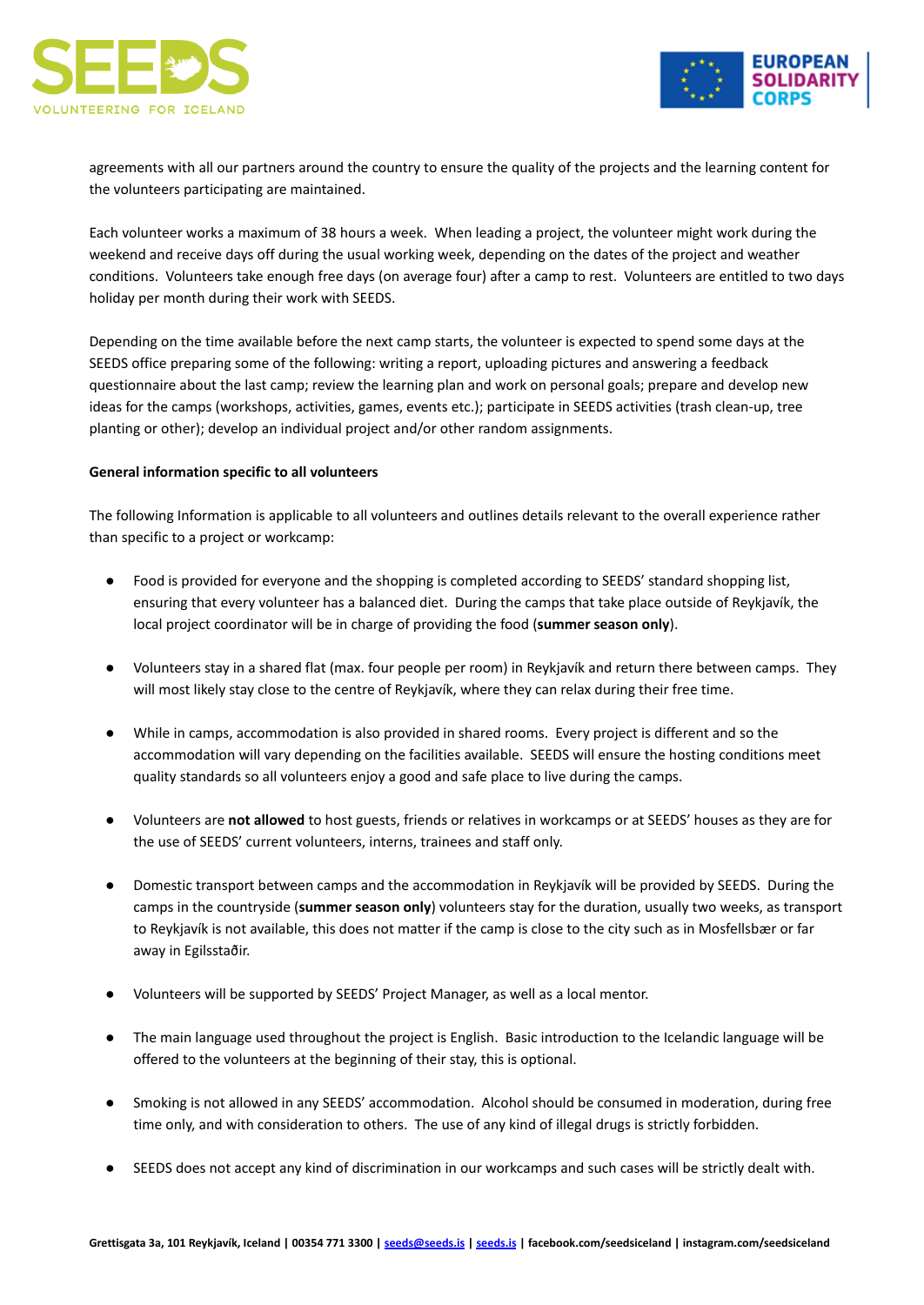agreements with all our partners around the country to ensure the quality of the projects and the learning content for the volunteers participating are maintained.

Each volunteer works a maximum of 38 hours a week. When leading a project, the volunteer might work during the weekend and receive days off during the usual working week, depending on the dates of the project and weather conditions. Volunteers take enough free days (on average four) after a camp to rest. Volunteers are entitled to two days holiday per month during their work with SEEDS.

Depending on the time available before the next camp starts, the volunteer is expected to spend some days at the SEEDS office preparing some of the following: writing a report, uploading pictures and answering a feedback questionnaire about the last camp; review the learning plan and work on personal goals; prepare and develop new ideas for the camps (workshops, activities, games, events etc.); participate in SEEDS activities (trash clean-up, tree planting or other); develop an individual project and/or other random assignments.

**General information specific to all volunteers**

The following Information is applicable to all volunteers and outlines details relevant to the overall experience rather than specific to a project or workcamp:

- Food is provided for everyone and the shopping is completed according to SEEDS' standard shopping list, ensuring that every volunteer has a balanced diet. During the camps that take place outside of Reykjavík, the local project coordinator will be in charge of providing the food (**summer season only**).
- Volunteers stay in a shared flat (max. four people per room) in Reykjavík and return there between camps. They will most likely stay close to the centre of Reykjavík, where they can relax during their free time.
- While in camps, accommodation is also provided in shared rooms. Every project is different and so the accommodation will vary depending on the facilities available. SEEDS will ensure the hosting conditions meet quality standards so all volunteers enjoy a good and safe place to live during the camps.
- Volunteers are **not allowed** to host guests, friends or relatives in workcamps or at SEEDS' houses as they are for the use of SEEDS' current volunteers, interns, trainees and staff only.
- Domestic transport between camps and the accommodation in Reykjavík will be provided by SEEDS. During the camps in the countryside (**summer season only**) volunteers stay for the duration, usually two weeks, as transport to Reykjavík is not available, this does not matter if the camp is close to the city such as in Mosfellsbær or far away in Egilsstaðir.
- Volunteers will be supported by SEEDS' Project Manager, as well as a local mentor.
- The main language used throughout the project is English. Basic introduction to the Icelandic language will be offered to the volunteers at the beginning of their stay, this is optional.
- Smoking is not allowed in any SEEDS' accommodation. Alcohol should be consumed in moderation, during free time only, and with consideration to others. The use of any kind of illegal drugs is strictly forbidden.
- SEEDS does not accept any kind of discrimination in our workcamps and such cases will be strictly dealt with.